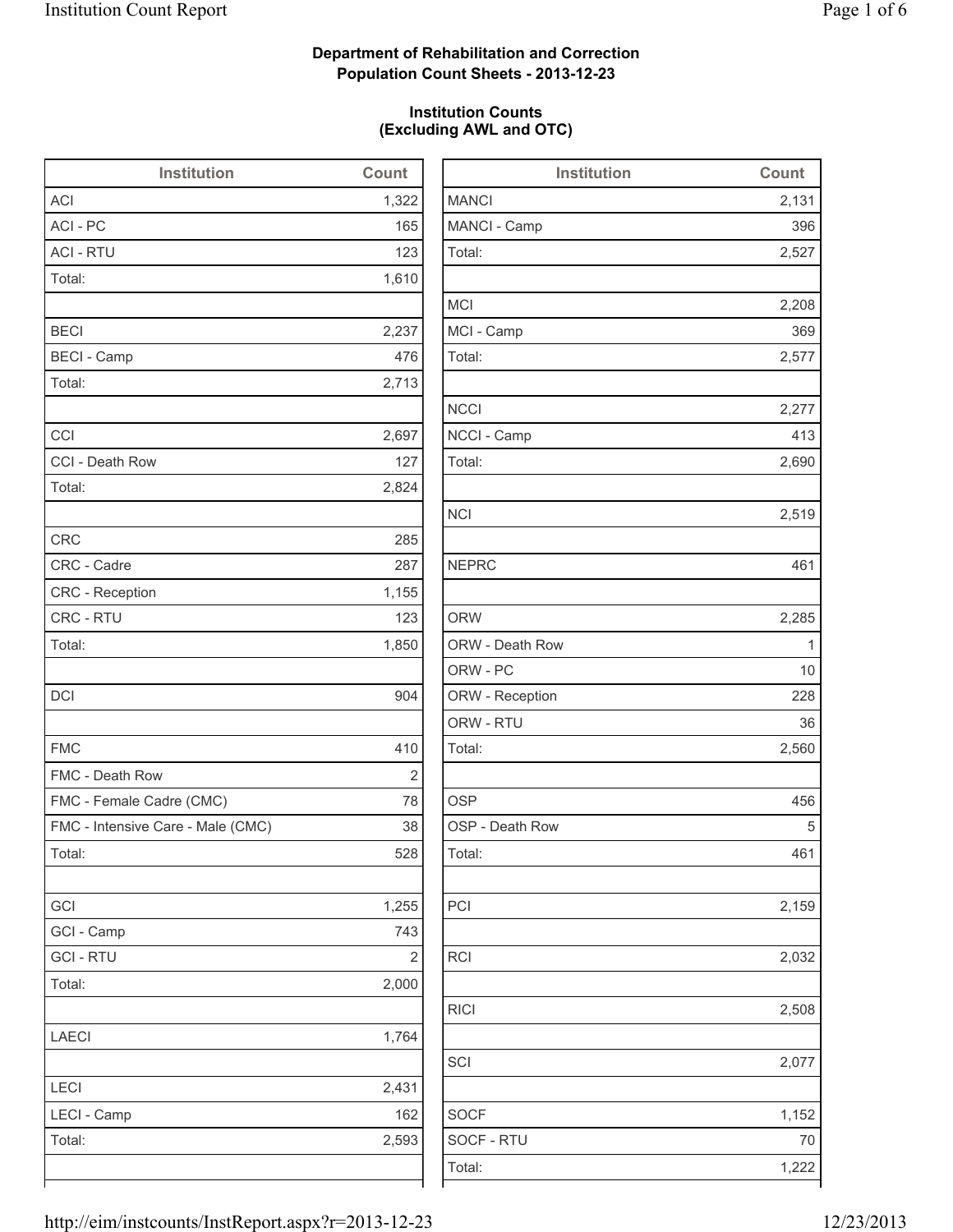**Department of Rehabilitation and Correction**
**Population Count Sheets - 2013-12-23**

**Institution Counts**
**(Excluding AWL and OTC)**

| Institution | Count |
|---|---|
| ACI | 1,322 |
| ACI - PC | 165 |
| ACI - RTU | 123 |
| Total: | 1,610 |
| | |
| BECI | 2,237 |
| BECI - Camp | 476 |
| Total: | 2,713 |
| | |
| CCI | 2,697 |
| CCI - Death Row | 127 |
| Total: | 2,824 |
| | |
| CRC | 285 |
| CRC - Cadre | 287 |
| CRC - Reception | 1,155 |
| CRC - RTU | 123 |
| Total: | 1,850 |
| | |
| DCI | 904 |
| | |
| FMC | 410 |
| FMC - Death Row | 2 |
| FMC - Female Cadre (CMC) | 78 |
| FMC - Intensive Care - Male (CMC) | 38 |
| Total: | 528 |
| | |
| GCI | 1,255 |
| GCI - Camp | 743 |
| GCI - RTU | 2 |
| Total: | 2,000 |
| | |
| LAECI | 1,764 |
| | |
| LECI | 2,431 |
| LECI - Camp | 162 |
| Total: | 2,593 |

| Institution | Count |
|---|---|
| MANCI | 2,131 |
| MANCI - Camp | 396 |
| Total: | 2,527 |
| | |
| MCI | 2,208 |
| MCI - Camp | 369 |
| Total: | 2,577 |
| | |
| NCCI | 2,277 |
| NCCI - Camp | 413 |
| Total: | 2,690 |
| | |
| NCI | 2,519 |
| | |
| NEPRC | 461 |
| | |
| ORW | 2,285 |
| ORW - Death Row | 1 |
| ORW - PC | 10 |
| ORW - Reception | 228 |
| ORW - RTU | 36 |
| Total: | 2,560 |
| | |
| OSP | 456 |
| OSP - Death Row | 5 |
| Total: | 461 |
| | |
| PCI | 2,159 |
| | |
| RCI | 2,032 |
| | |
| RICI | 2,508 |
| | |
| SCI | 2,077 |
| | |
| SOCF | 1,152 |
| SOCF - RTU | 70 |
| Total: | 1,222 |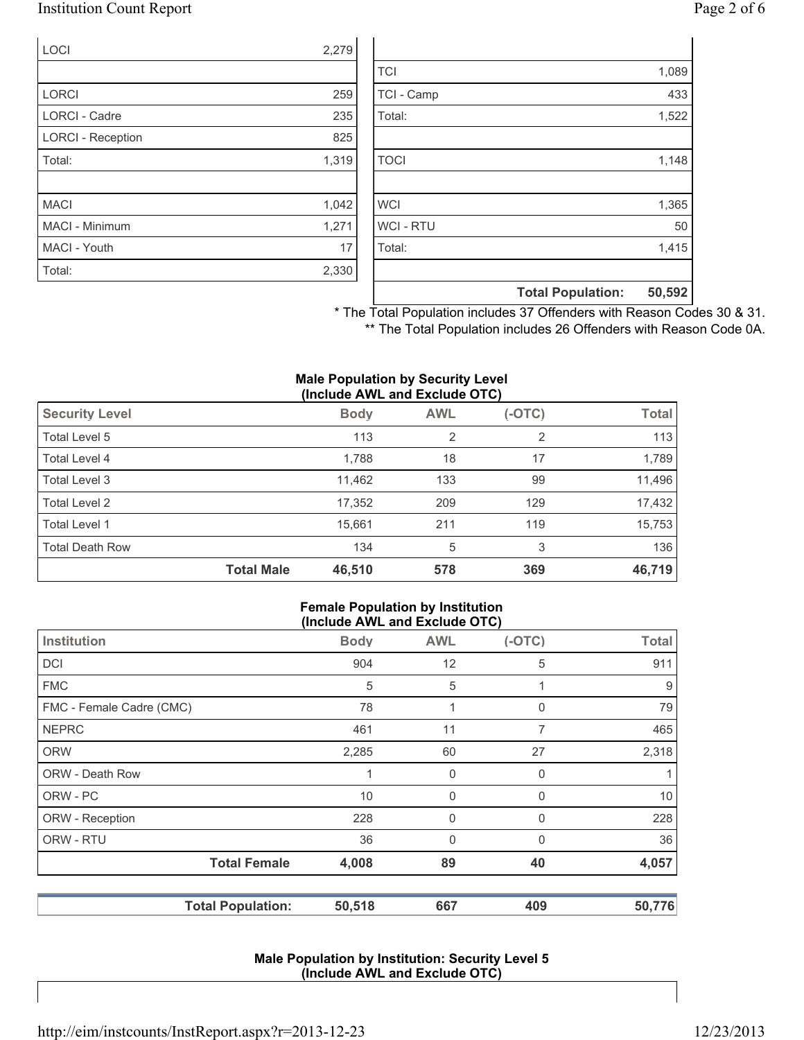| | |
|---|---|
| LOCI | 2,279 |
| | |
| LORCI | 259 |
| LORCI - Cadre | 235 |
| LORCI - Reception | 825 |
| Total: | 1,319 |
| | |
| MACI | 1,042 |
| MACI - Minimum | 1,271 |
| MACI - Youth | 17 |
| Total: | 2,330 |

| | |
|---|---|
| | |
| TCI | 1,089 |
| TCI - Camp | 433 |
| Total: | 1,522 |
| | |
| TOCI | 1,148 |
| | |
| WCI | 1,365 |
| WCI - RTU | 50 |
| Total: | 1,415 |
| | |
| **Total Population:** | **50,592** |

\* The Total Population includes 37 Offenders with Reason Codes 30 & 31.

\*\* The Total Population includes 26 Offenders with Reason Code 0A.

**Male Population by Security Level (Include AWL and Exclude OTC)**

| Security Level | Body | AWL | (-OTC) | Total |
|---|---|---|---|---|
| Total Level 5 | 113 | 2 | 2 | 113 |
| Total Level 4 | 1,788 | 18 | 17 | 1,789 |
| Total Level 3 | 11,462 | 133 | 99 | 11,496 |
| Total Level 2 | 17,352 | 209 | 129 | 17,432 |
| Total Level 1 | 15,661 | 211 | 119 | 15,753 |
| Total Death Row | 134 | 5 | 3 | 136 |
| **Total Male** | **46,510** | **578** | **369** | **46,719** |

**Female Population by Institution (Include AWL and Exclude OTC)**

| Institution | Body | AWL | (-OTC) | Total |
|---|---|---|---|---|
| DCI | 904 | 12 | 5 | 911 |
| FMC | 5 | 5 | 1 | 9 |
| FMC - Female Cadre (CMC) | 78 | 1 | 0 | 79 |
| NEPRC | 461 | 11 | 7 | 465 |
| ORW | 2,285 | 60 | 27 | 2,318 |
| ORW - Death Row | 1 | 0 | 0 | 1 |
| ORW - PC | 10 | 0 | 0 | 10 |
| ORW - Reception | 228 | 0 | 0 | 228 |
| ORW - RTU | 36 | 0 | 0 | 36 |
| **Total Female** | **4,008** | **89** | **40** | **4,057** |

| | Body | AWL | (-OTC) | Total |
|---|---|---|---|---|
| **Total Population:** | **50,518** | **667** | **409** | **50,776** |

**Male Population by Institution: Security Level 5 (Include AWL and Exclude OTC)**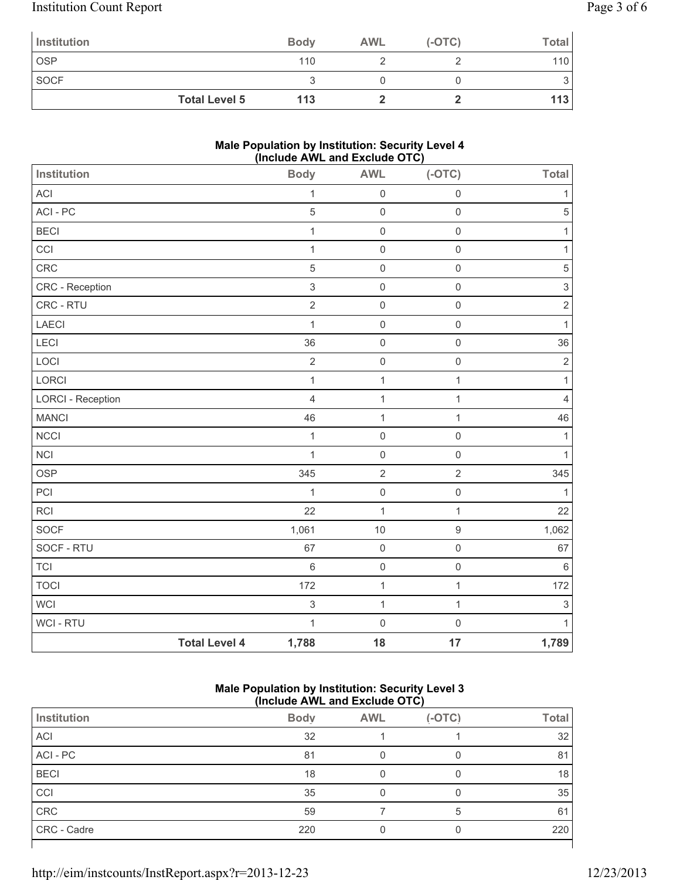| Institution | | Body | AWL | (-OTC) | Total |
|---|---|---|---|---|---|
| OSP | | 110 | 2 | 2 | 110 |
| SOCF | | 3 | 0 | 0 | 3 |
| | **Total Level 5** | **113** | **2** | **2** | **113** |

**Male Population by Institution: Security Level 4 (Include AWL and Exclude OTC)**

| Institution | | Body | AWL | (-OTC) | Total |
|---|---|---|---|---|---|
| ACI | | 1 | 0 | 0 | 1 |
| ACI - PC | | 5 | 0 | 0 | 5 |
| BECI | | 1 | 0 | 0 | 1 |
| CCI | | 1 | 0 | 0 | 1 |
| CRC | | 5 | 0 | 0 | 5 |
| CRC - Reception | | 3 | 0 | 0 | 3 |
| CRC - RTU | | 2 | 0 | 0 | 2 |
| LAECI | | 1 | 0 | 0 | 1 |
| LECI | | 36 | 0 | 0 | 36 |
| LOCI | | 2 | 0 | 0 | 2 |
| LORCI | | 1 | 1 | 1 | 1 |
| LORCI - Reception | | 4 | 1 | 1 | 4 |
| MANCI | | 46 | 1 | 1 | 46 |
| NCCI | | 1 | 0 | 0 | 1 |
| NCI | | 1 | 0 | 0 | 1 |
| OSP | | 345 | 2 | 2 | 345 |
| PCI | | 1 | 0 | 0 | 1 |
| RCI | | 22 | 1 | 1 | 22 |
| SOCF | | 1,061 | 10 | 9 | 1,062 |
| SOCF - RTU | | 67 | 0 | 0 | 67 |
| TCI | | 6 | 0 | 0 | 6 |
| TOCI | | 172 | 1 | 1 | 172 |
| WCI | | 3 | 1 | 1 | 3 |
| WCI - RTU | | 1 | 0 | 0 | 1 |
| | **Total Level 4** | **1,788** | **18** | **17** | **1,789** |

**Male Population by Institution: Security Level 3 (Include AWL and Exclude OTC)**

| Institution | Body | AWL | (-OTC) | Total |
|---|---|---|---|---|
| ACI | 32 | 1 | 1 | 32 |
| ACI - PC | 81 | 0 | 0 | 81 |
| BECI | 18 | 0 | 0 | 18 |
| CCI | 35 | 0 | 0 | 35 |
| CRC | 59 | 7 | 5 | 61 |
| CRC - Cadre | 220 | 0 | 0 | 220 |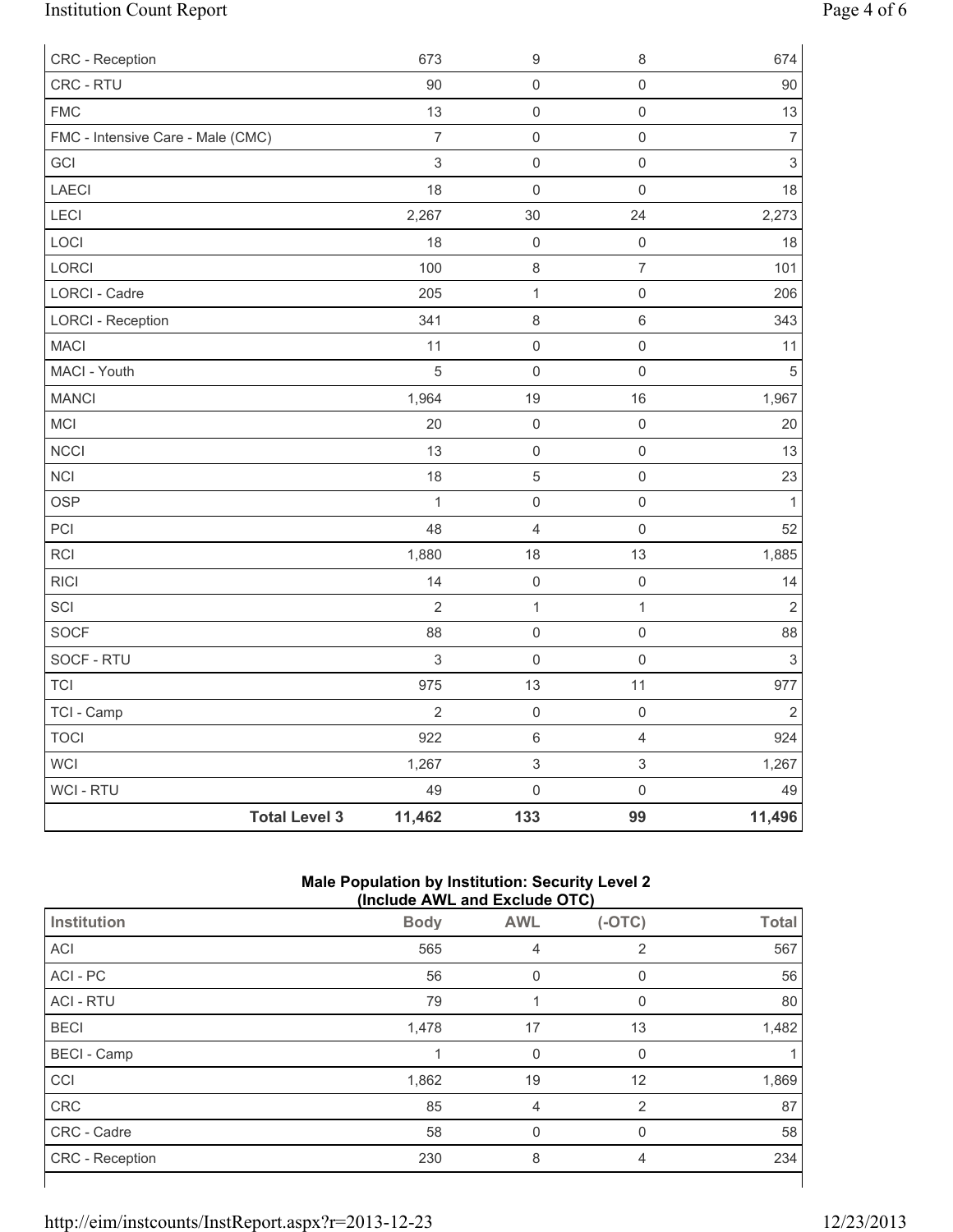| | Body | AWL | (-OTC) | Total |
|---|---|---|---|---|
| CRC - Reception | 673 | 9 | 8 | 674 |
| CRC - RTU | 90 | 0 | 0 | 90 |
| FMC | 13 | 0 | 0 | 13 |
| FMC - Intensive Care - Male (CMC) | 7 | 0 | 0 | 7 |
| GCI | 3 | 0 | 0 | 3 |
| LAECI | 18 | 0 | 0 | 18 |
| LECI | 2,267 | 30 | 24 | 2,273 |
| LOCI | 18 | 0 | 0 | 18 |
| LORCI | 100 | 8 | 7 | 101 |
| LORCI - Cadre | 205 | 1 | 0 | 206 |
| LORCI - Reception | 341 | 8 | 6 | 343 |
| MACI | 11 | 0 | 0 | 11 |
| MACI - Youth | 5 | 0 | 0 | 5 |
| MANCI | 1,964 | 19 | 16 | 1,967 |
| MCI | 20 | 0 | 0 | 20 |
| NCCI | 13 | 0 | 0 | 13 |
| NCI | 18 | 5 | 0 | 23 |
| OSP | 1 | 0 | 0 | 1 |
| PCI | 48 | 4 | 0 | 52 |
| RCI | 1,880 | 18 | 13 | 1,885 |
| RICI | 14 | 0 | 0 | 14 |
| SCI | 2 | 1 | 1 | 2 |
| SOCF | 88 | 0 | 0 | 88 |
| SOCF - RTU | 3 | 0 | 0 | 3 |
| TCI | 975 | 13 | 11 | 977 |
| TCI - Camp | 2 | 0 | 0 | 2 |
| TOCI | 922 | 6 | 4 | 924 |
| WCI | 1,267 | 3 | 3 | 1,267 |
| WCI - RTU | 49 | 0 | 0 | 49 |
| **Total Level 3** | **11,462** | **133** | **99** | **11,496** |

### Male Population by Institution: Security Level 2 (Include AWL and Exclude OTC)

| Institution | Body | AWL | (-OTC) | Total |
|---|---|---|---|---|
| ACI | 565 | 4 | 2 | 567 |
| ACI - PC | 56 | 0 | 0 | 56 |
| ACI - RTU | 79 | 1 | 0 | 80 |
| BECI | 1,478 | 17 | 13 | 1,482 |
| BECI - Camp | 1 | 0 | 0 | 1 |
| CCI | 1,862 | 19 | 12 | 1,869 |
| CRC | 85 | 4 | 2 | 87 |
| CRC - Cadre | 58 | 0 | 0 | 58 |
| CRC - Reception | 230 | 8 | 4 | 234 |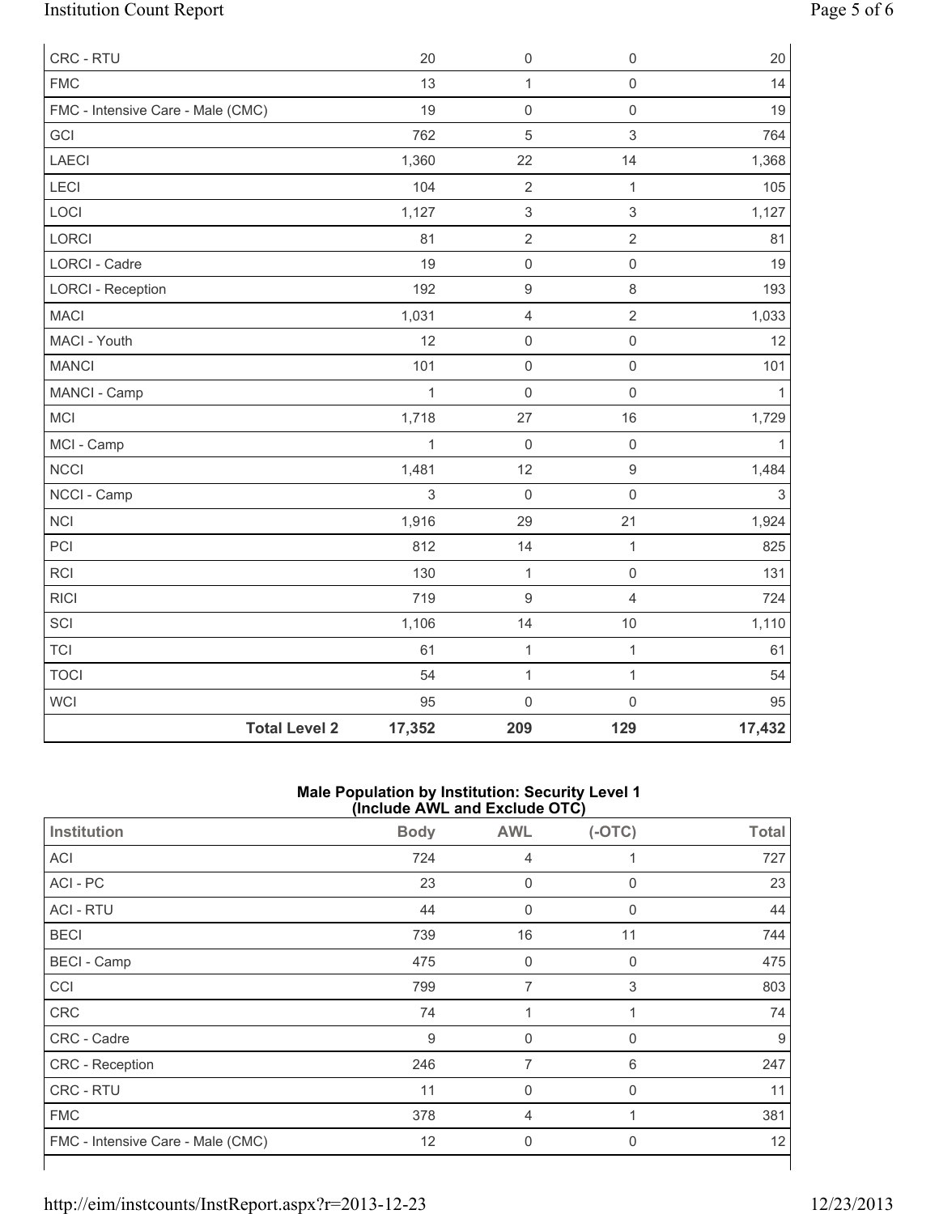| | | | | |
|---|---|---|---|---|
| CRC - RTU | 20 | 0 | 0 | 20 |
| FMC | 13 | 1 | 0 | 14 |
| FMC - Intensive Care - Male (CMC) | 19 | 0 | 0 | 19 |
| GCI | 762 | 5 | 3 | 764 |
| LAECI | 1,360 | 22 | 14 | 1,368 |
| LECI | 104 | 2 | 1 | 105 |
| LOCI | 1,127 | 3 | 3 | 1,127 |
| LORCI | 81 | 2 | 2 | 81 |
| LORCI - Cadre | 19 | 0 | 0 | 19 |
| LORCI - Reception | 192 | 9 | 8 | 193 |
| MACI | 1,031 | 4 | 2 | 1,033 |
| MACI - Youth | 12 | 0 | 0 | 12 |
| MANCI | 101 | 0 | 0 | 101 |
| MANCI - Camp | 1 | 0 | 0 | 1 |
| MCI | 1,718 | 27 | 16 | 1,729 |
| MCI - Camp | 1 | 0 | 0 | 1 |
| NCCI | 1,481 | 12 | 9 | 1,484 |
| NCCI - Camp | 3 | 0 | 0 | 3 |
| NCI | 1,916 | 29 | 21 | 1,924 |
| PCI | 812 | 14 | 1 | 825 |
| RCI | 130 | 1 | 0 | 131 |
| RICI | 719 | 9 | 4 | 724 |
| SCI | 1,106 | 14 | 10 | 1,110 |
| TCI | 61 | 1 | 1 | 61 |
| TOCI | 54 | 1 | 1 | 54 |
| WCI | 95 | 0 | 0 | 95 |
| **Total Level 2** | **17,352** | **209** | **129** | **17,432** |

**Male Population by Institution: Security Level 1**
**(Include AWL and Exclude OTC)**

| Institution | Body | AWL | (-OTC) | Total |
|---|---|---|---|---|
| ACI | 724 | 4 | 1 | 727 |
| ACI - PC | 23 | 0 | 0 | 23 |
| ACI - RTU | 44 | 0 | 0 | 44 |
| BECI | 739 | 16 | 11 | 744 |
| BECI - Camp | 475 | 0 | 0 | 475 |
| CCI | 799 | 7 | 3 | 803 |
| CRC | 74 | 1 | 1 | 74 |
| CRC - Cadre | 9 | 0 | 0 | 9 |
| CRC - Reception | 246 | 7 | 6 | 247 |
| CRC - RTU | 11 | 0 | 0 | 11 |
| FMC | 378 | 4 | 1 | 381 |
| FMC - Intensive Care - Male (CMC) | 12 | 0 | 0 | 12 |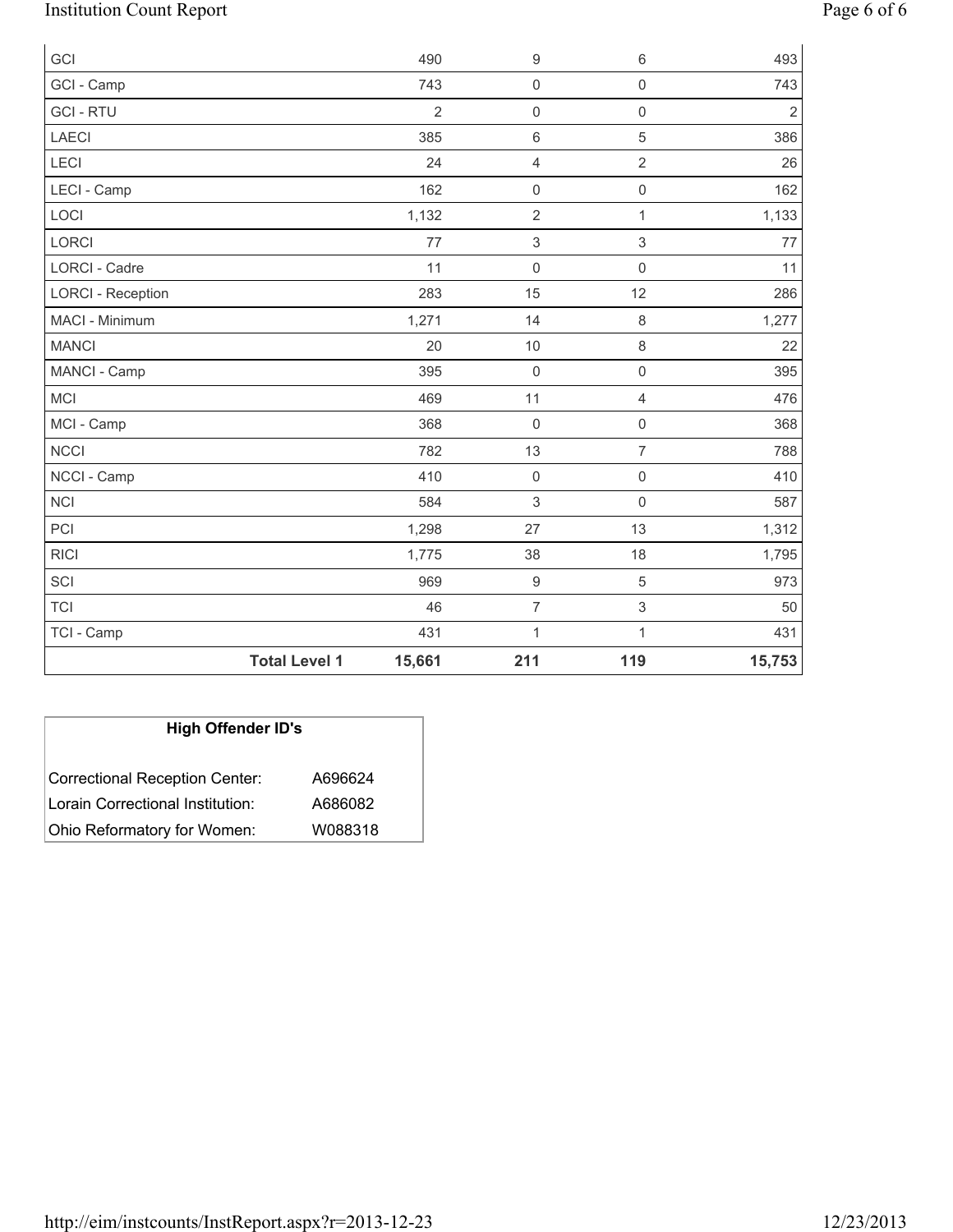| | | | | |
|---|---|---|---|---|
| GCI | 490 | 9 | 6 | 493 |
| GCI - Camp | 743 | 0 | 0 | 743 |
| GCI - RTU | 2 | 0 | 0 | 2 |
| LAECI | 385 | 6 | 5 | 386 |
| LECI | 24 | 4 | 2 | 26 |
| LECI - Camp | 162 | 0 | 0 | 162 |
| LOCI | 1,132 | 2 | 1 | 1,133 |
| LORCI | 77 | 3 | 3 | 77 |
| LORCI - Cadre | 11 | 0 | 0 | 11 |
| LORCI - Reception | 283 | 15 | 12 | 286 |
| MACI - Minimum | 1,271 | 14 | 8 | 1,277 |
| MANCI | 20 | 10 | 8 | 22 |
| MANCI - Camp | 395 | 0 | 0 | 395 |
| MCI | 469 | 11 | 4 | 476 |
| MCI - Camp | 368 | 0 | 0 | 368 |
| NCCI | 782 | 13 | 7 | 788 |
| NCCI - Camp | 410 | 0 | 0 | 410 |
| NCI | 584 | 3 | 0 | 587 |
| PCI | 1,298 | 27 | 13 | 1,312 |
| RICI | 1,775 | 38 | 18 | 1,795 |
| SCI | 969 | 9 | 5 | 973 |
| TCI | 46 | 7 | 3 | 50 |
| TCI - Camp | 431 | 1 | 1 | 431 |
| **Total Level 1** | **15,661** | **211** | **119** | **15,753** |

| High Offender ID's | |
|---|---|
| Correctional Reception Center: | A696624 |
| Lorain Correctional Institution: | A686082 |
| Ohio Reformatory for Women: | W088318 |